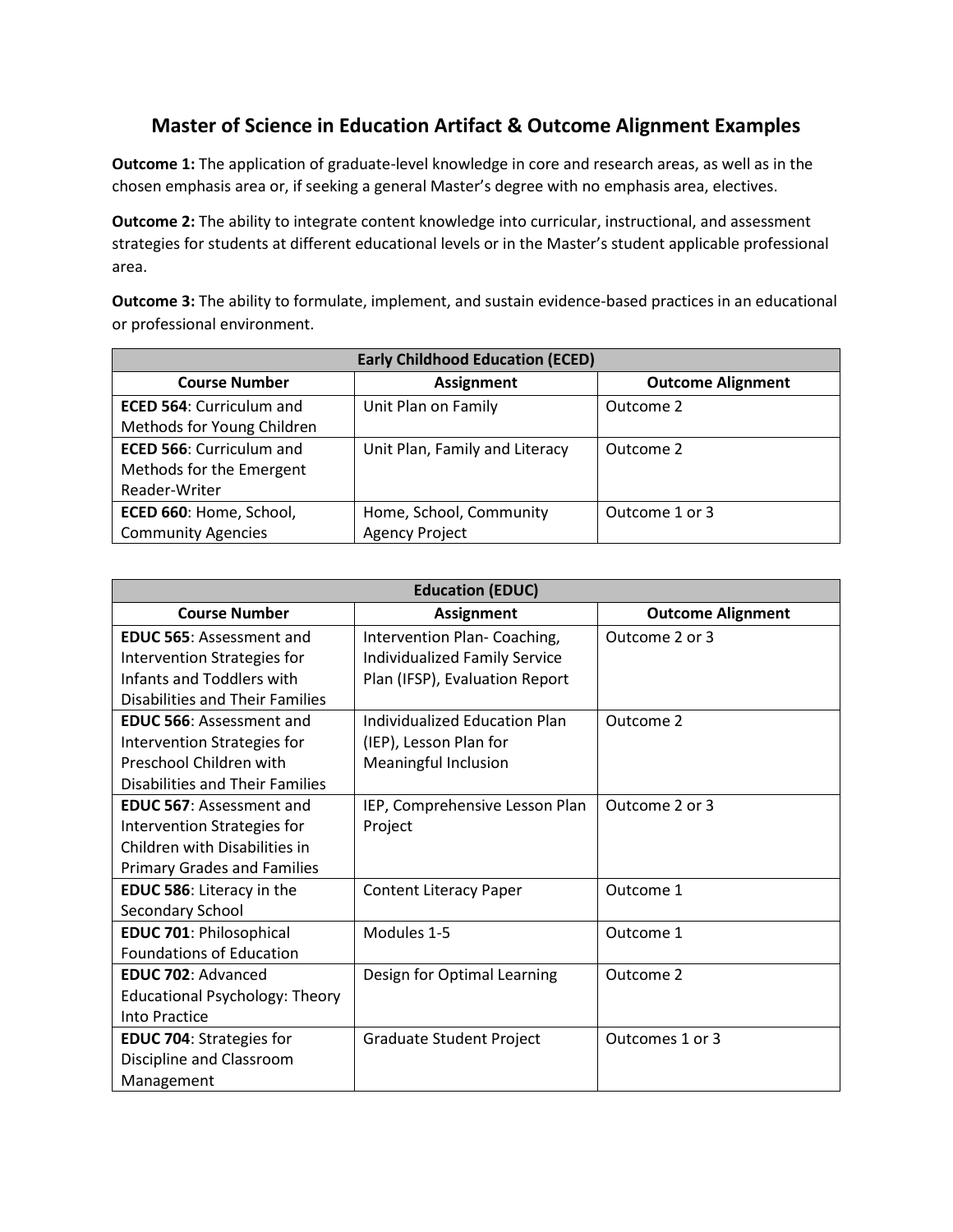# Master of Science in Education Artifact & Outcome Alignment Examples

**Outcome 1:** The application of graduate-level knowledge in core and research areas, as well as in the chosen emphasis area or, if seeking a general Master's degree with no emphasis area, electives.

**Outcome 2:** The ability to integrate content knowledge into curricular, instructional, and assessment strategies for students at different educational levels or in the Master's student applicable professional area.

**Outcome 3:** The ability to formulate, implement, and sustain evidence-based practices in an educational or professional environment.

| Early Childhood Education (ECED) | | |
|---|---|---|
| **Course Number** | **Assignment** | **Outcome Alignment** |
| **ECED 564**: Curriculum and Methods for Young Children | Unit Plan on Family | Outcome 2 |
| **ECED 566**: Curriculum and Methods for the Emergent Reader-Writer | Unit Plan, Family and Literacy | Outcome 2 |
| **ECED 660**: Home, School, Community Agencies | Home, School, Community Agency Project | Outcome 1 or 3 |

| Education (EDUC) | | |
|---|---|---|
| **Course Number** | **Assignment** | **Outcome Alignment** |
| **EDUC 565**: Assessment and Intervention Strategies for Infants and Toddlers with Disabilities and Their Families | Intervention Plan- Coaching, Individualized Family Service Plan (IFSP), Evaluation Report | Outcome 2 or 3 |
| **EDUC 566**: Assessment and Intervention Strategies for Preschool Children with Disabilities and Their Families | Individualized Education Plan (IEP), Lesson Plan for Meaningful Inclusion | Outcome 2 |
| **EDUC 567**: Assessment and Intervention Strategies for Children with Disabilities in Primary Grades and Families | IEP, Comprehensive Lesson Plan Project | Outcome 2 or 3 |
| **EDUC 586**: Literacy in the Secondary School | Content Literacy Paper | Outcome 1 |
| **EDUC 701**: Philosophical Foundations of Education | Modules 1-5 | Outcome 1 |
| **EDUC 702**: Advanced Educational Psychology: Theory Into Practice | Design for Optimal Learning | Outcome 2 |
| **EDUC 704**: Strategies for Discipline and Classroom Management | Graduate Student Project | Outcomes 1 or 3 |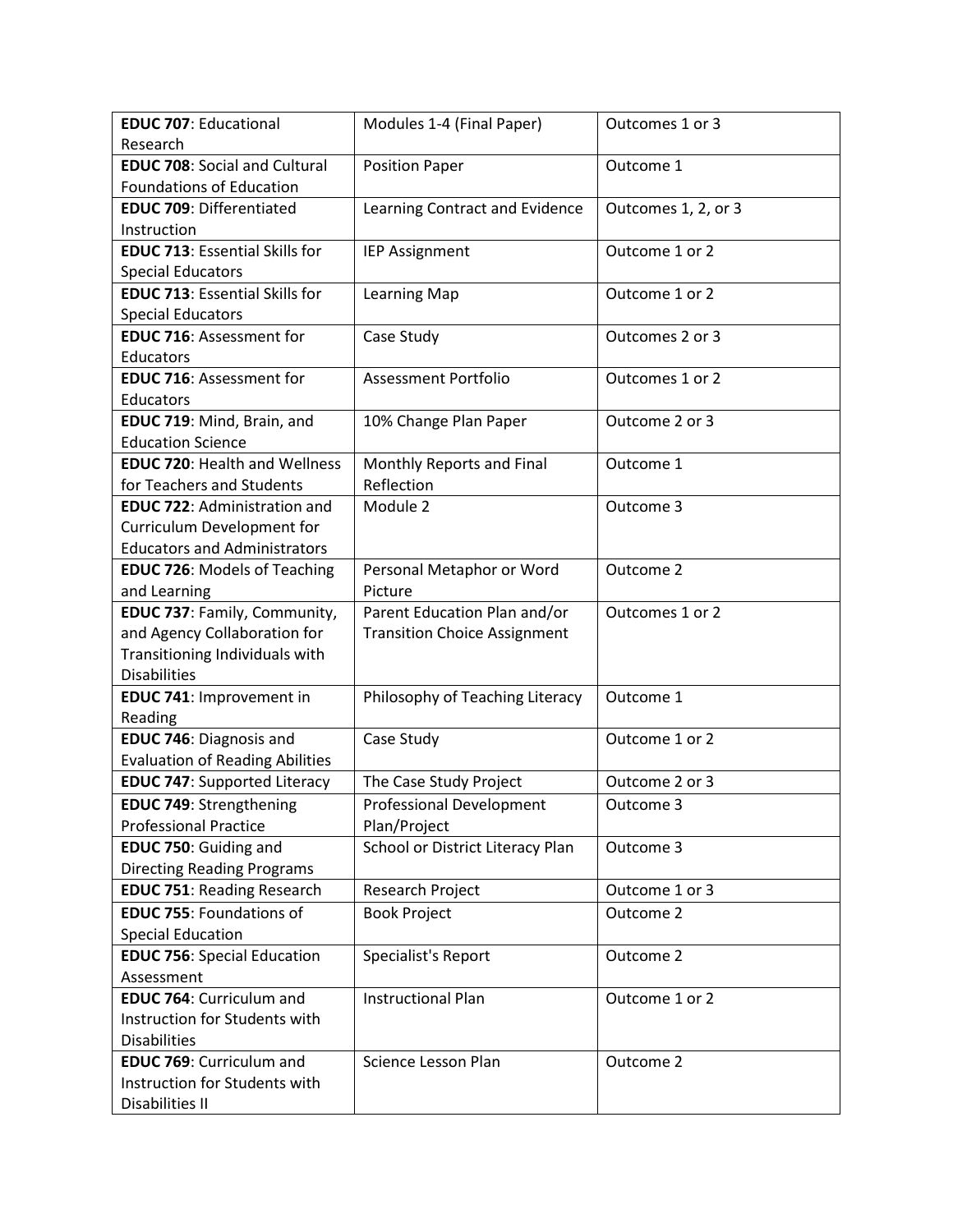| **EDUC 707**: Educational Research | Modules 1-4 (Final Paper) | Outcomes 1 or 3 |
|---|---|---|
| **EDUC 708**: Social and Cultural Foundations of Education | Position Paper | Outcome 1 |
| **EDUC 709**: Differentiated Instruction | Learning Contract and Evidence | Outcomes 1, 2, or 3 |
| **EDUC 713**: Essential Skills for Special Educators | IEP Assignment | Outcome 1 or 2 |
| **EDUC 713**: Essential Skills for Special Educators | Learning Map | Outcome 1 or 2 |
| **EDUC 716**: Assessment for Educators | Case Study | Outcomes 2 or 3 |
| **EDUC 716**: Assessment for Educators | Assessment Portfolio | Outcomes 1 or 2 |
| **EDUC 719**: Mind, Brain, and Education Science | 10% Change Plan Paper | Outcome 2 or 3 |
| **EDUC 720**: Health and Wellness for Teachers and Students | Monthly Reports and Final Reflection | Outcome 1 |
| **EDUC 722**: Administration and Curriculum Development for Educators and Administrators | Module 2 | Outcome 3 |
| **EDUC 726**: Models of Teaching and Learning | Personal Metaphor or Word Picture | Outcome 2 |
| **EDUC 737**: Family, Community, and Agency Collaboration for Transitioning Individuals with Disabilities | Parent Education Plan and/or Transition Choice Assignment | Outcomes 1 or 2 |
| **EDUC 741**: Improvement in Reading | Philosophy of Teaching Literacy | Outcome 1 |
| **EDUC 746**: Diagnosis and Evaluation of Reading Abilities | Case Study | Outcome 1 or 2 |
| **EDUC 747**: Supported Literacy | The Case Study Project | Outcome 2 or 3 |
| **EDUC 749**: Strengthening Professional Practice | Professional Development Plan/Project | Outcome 3 |
| **EDUC 750**: Guiding and Directing Reading Programs | School or District Literacy Plan | Outcome 3 |
| **EDUC 751**: Reading Research | Research Project | Outcome 1 or 3 |
| **EDUC 755**: Foundations of Special Education | Book Project | Outcome 2 |
| **EDUC 756**: Special Education Assessment | Specialist's Report | Outcome 2 |
| **EDUC 764**: Curriculum and Instruction for Students with Disabilities | Instructional Plan | Outcome 1 or 2 |
| **EDUC 769**: Curriculum and Instruction for Students with Disabilities II | Science Lesson Plan | Outcome 2 |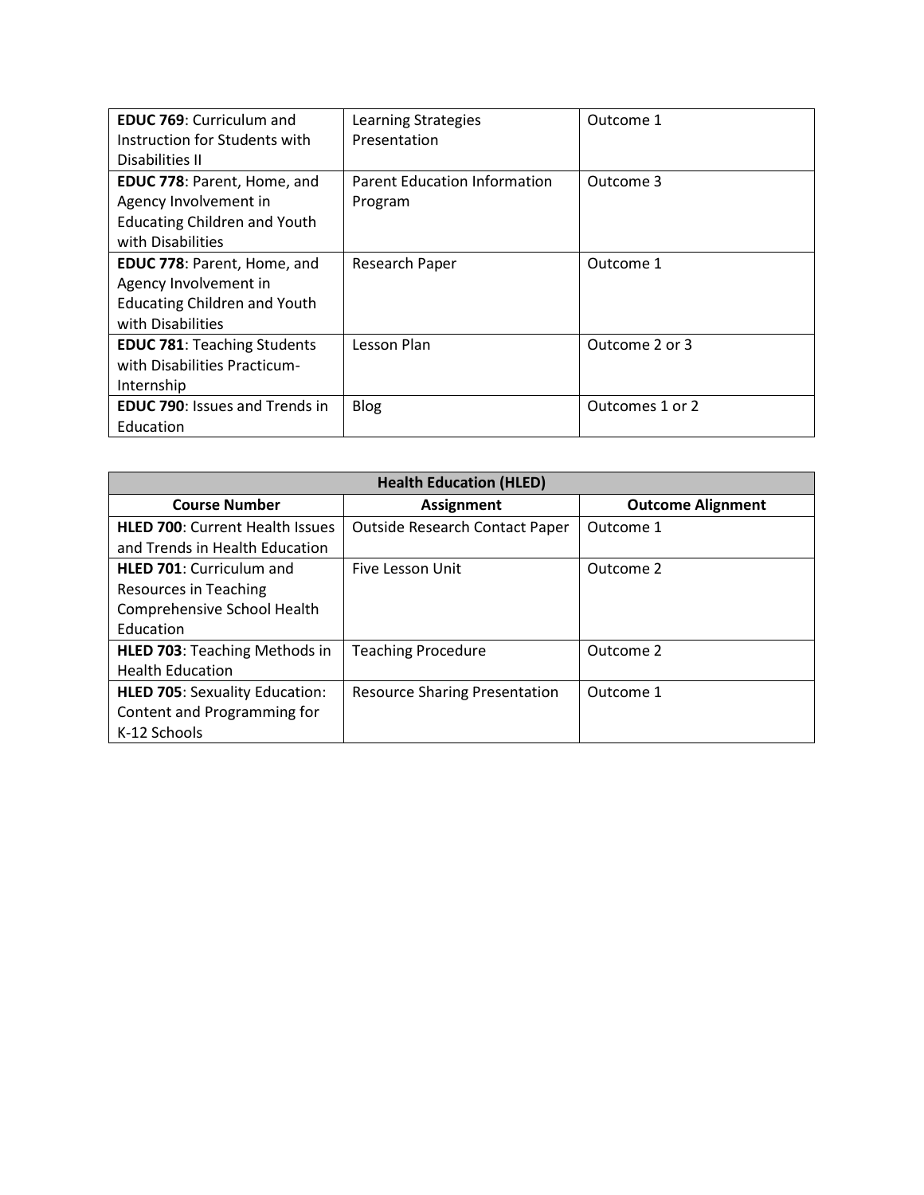| | | |
|---|---|---|
| **EDUC 769**: Curriculum and Instruction for Students with Disabilities II | Learning Strategies Presentation | Outcome 1 |
| **EDUC 778**: Parent, Home, and Agency Involvement in Educating Children and Youth with Disabilities | Parent Education Information Program | Outcome 3 |
| **EDUC 778**: Parent, Home, and Agency Involvement in Educating Children and Youth with Disabilities | Research Paper | Outcome 1 |
| **EDUC 781**: Teaching Students with Disabilities Practicum-Internship | Lesson Plan | Outcome 2 or 3 |
| **EDUC 790**: Issues and Trends in Education | Blog | Outcomes 1 or 2 |

| **Health Education (HLED)** | | |
|---|---|---|
| **Course Number** | **Assignment** | **Outcome Alignment** |
| **HLED 700**: Current Health Issues and Trends in Health Education | Outside Research Contact Paper | Outcome 1 |
| **HLED 701**: Curriculum and Resources in Teaching Comprehensive School Health Education | Five Lesson Unit | Outcome 2 |
| **HLED 703**: Teaching Methods in Health Education | Teaching Procedure | Outcome 2 |
| **HLED 705**: Sexuality Education: Content and Programming for K-12 Schools | Resource Sharing Presentation | Outcome 1 |